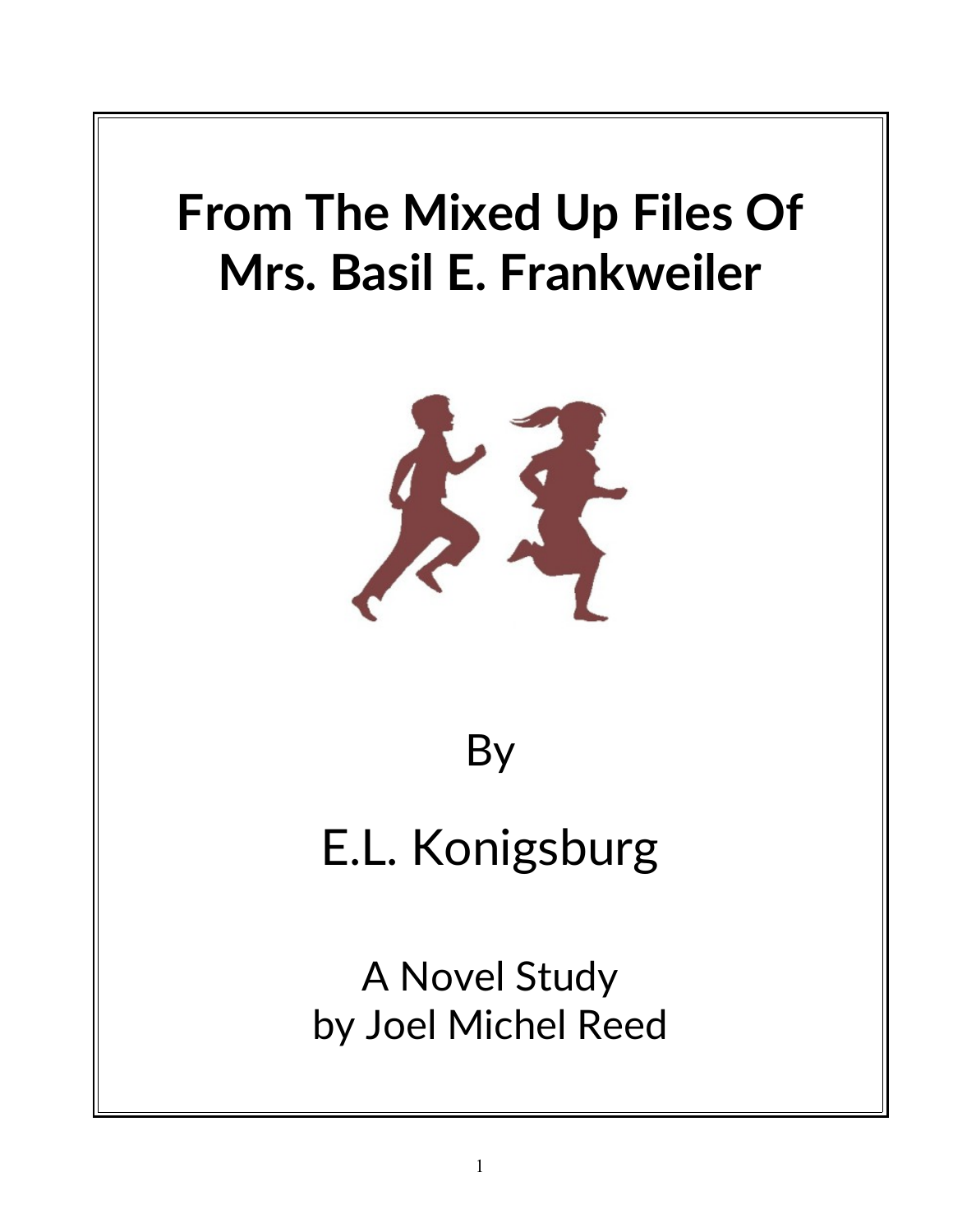# From The Mixed Up Files Of Mrs. Basil E. Frankweiler

By

E.L. Konigsburg

A Novel Study
by Joel Michel Reed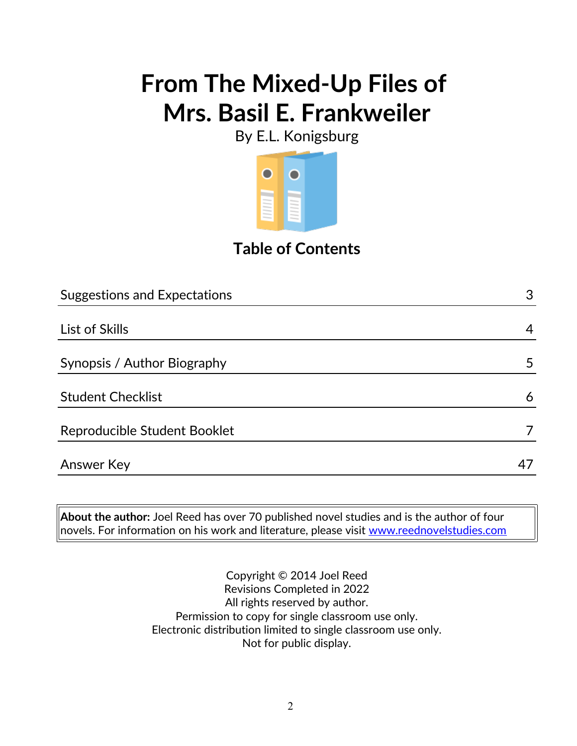# From The Mixed-Up Files of Mrs. Basil E. Frankweiler

By E.L. Konigsburg

## Table of Contents

| | |
|---|---|
| Suggestions and Expectations | 3 |
| List of Skills | 4 |
| Synopsis / Author Biography | 5 |
| Student Checklist | 6 |
| Reproducible Student Booklet | 7 |
| Answer Key | 47 |

**About the author:** Joel Reed has over 70 published novel studies and is the author of four novels. For information on his work and literature, please visit www.reednovelstudies.com

Copyright © 2014 Joel Reed
Revisions Completed in 2022
All rights reserved by author.
Permission to copy for single classroom use only.
Electronic distribution limited to single classroom use only.
Not for public display.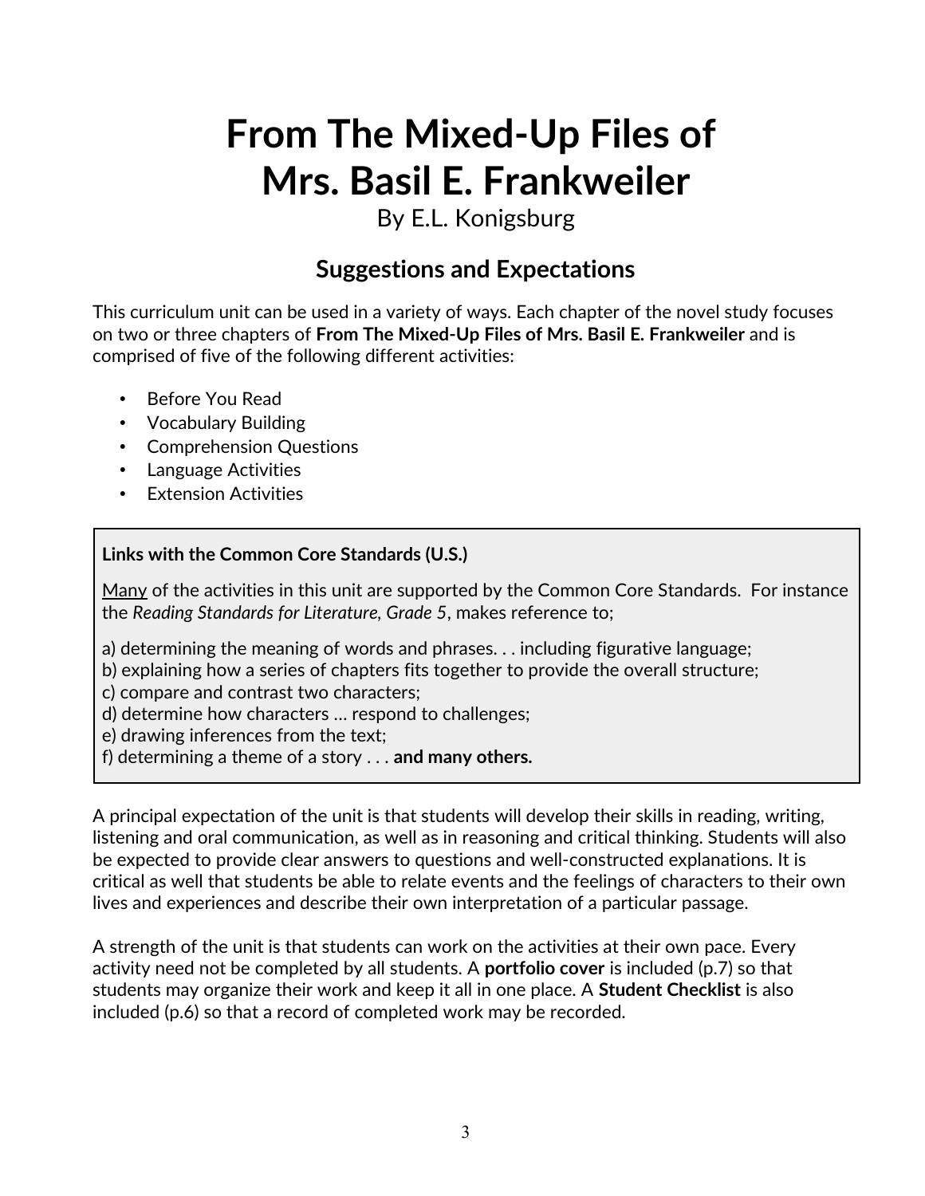# From The Mixed-Up Files of Mrs. Basil E. Frankweiler

By E.L. Konigsburg

## Suggestions and Expectations

This curriculum unit can be used in a variety of ways. Each chapter of the novel study focuses on two or three chapters of **From The Mixed-Up Files of Mrs. Basil E. Frankweiler** and is comprised of five of the following different activities:

- Before You Read
- Vocabulary Building
- Comprehension Questions
- Language Activities
- Extension Activities

**Links with the Common Core Standards (U.S.)**

<u>Many</u> of the activities in this unit are supported by the Common Core Standards. For instance the *Reading Standards for Literature, Grade 5*, makes reference to;

a) determining the meaning of words and phrases. . . including figurative language;
b) explaining how a series of chapters fits together to provide the overall structure;
c) compare and contrast two characters;
d) determine how characters … respond to challenges;
e) drawing inferences from the text;
f) determining a theme of a story . . . **and many others.**

A principal expectation of the unit is that students will develop their skills in reading, writing, listening and oral communication, as well as in reasoning and critical thinking. Students will also be expected to provide clear answers to questions and well-constructed explanations. It is critical as well that students be able to relate events and the feelings of characters to their own lives and experiences and describe their own interpretation of a particular passage.

A strength of the unit is that students can work on the activities at their own pace. Every activity need not be completed by all students. A **portfolio cover** is included (p.7) so that students may organize their work and keep it all in one place. A **Student Checklist** is also included (p.6) so that a record of completed work may be recorded.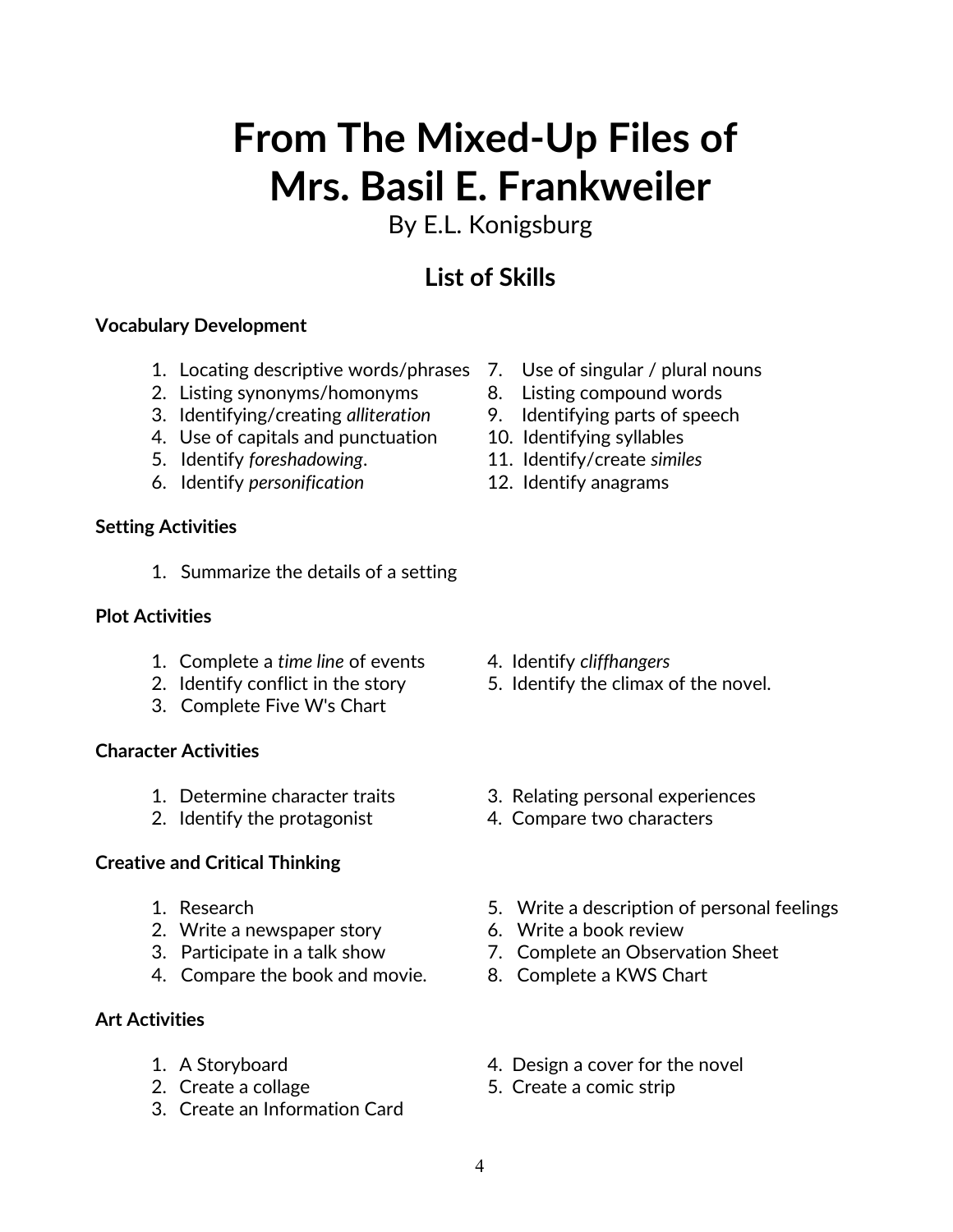# From The Mixed-Up Files of Mrs. Basil E. Frankweiler

By E.L. Konigsburg

## List of Skills

**Vocabulary Development**

1. Locating descriptive words/phrases
2. Listing synonyms/homonyms
3. Identifying/creating *alliteration*
4. Use of capitals and punctuation
5. Identify *foreshadowing*.
6. Identify *personification*
7. Use of singular / plural nouns
8. Listing compound words
9. Identifying parts of speech
10. Identifying syllables
11. Identify/create *similes*
12. Identify anagrams

**Setting Activities**

1. Summarize the details of a setting

**Plot Activities**

1. Complete a *time line* of events
2. Identify conflict in the story
3. Complete Five W's Chart
4. Identify *cliffhangers*
5. Identify the climax of the novel.

**Character Activities**

1. Determine character traits
2. Identify the protagonist
3. Relating personal experiences
4. Compare two characters

**Creative and Critical Thinking**

1. Research
2. Write a newspaper story
3. Participate in a talk show
4. Compare the book and movie.
5. Write a description of personal feelings
6. Write a book review
7. Complete an Observation Sheet
8. Complete a KWS Chart

**Art Activities**

1. A Storyboard
2. Create a collage
3. Create an Information Card
4. Design a cover for the novel
5. Create a comic strip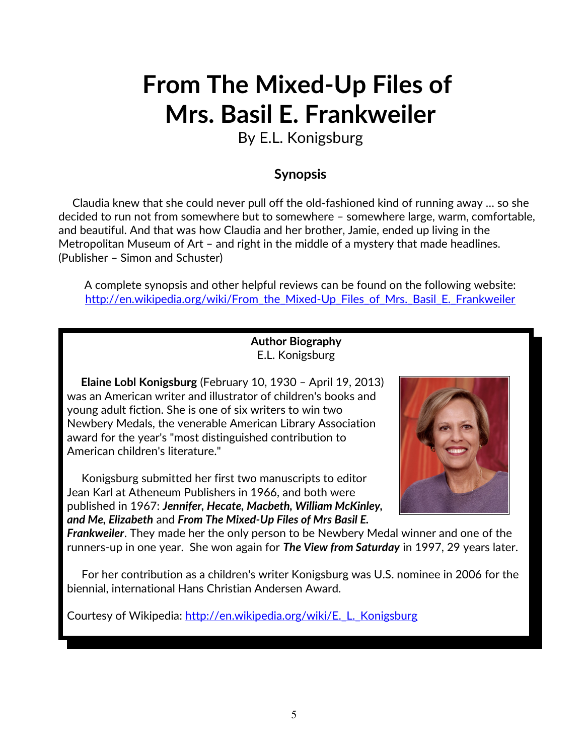# From The Mixed-Up Files of Mrs. Basil E. Frankweiler

By E.L. Konigsburg

## Synopsis

Claudia knew that she could never pull off the old-fashioned kind of running away … so she decided to run not from somewhere but to somewhere – somewhere large, warm, comfortable, and beautiful. And that was how Claudia and her brother, Jamie, ended up living in the Metropolitan Museum of Art – and right in the middle of a mystery that made headlines. (Publisher – Simon and Schuster)

A complete synopsis and other helpful reviews can be found on the following website: http://en.wikipedia.org/wiki/From_the_Mixed-Up_Files_of_Mrs._Basil_E._Frankweiler

**Author Biography**
E.L. Konigsburg

**Elaine Lobl Konigsburg** (February 10, 1930 – April 19, 2013) was an American writer and illustrator of children's books and young adult fiction. She is one of six writers to win two Newbery Medals, the venerable American Library Association award for the year's "most distinguished contribution to American children's literature."

Konigsburg submitted her first two manuscripts to editor Jean Karl at Atheneum Publishers in 1966, and both were published in 1967: ***Jennifer, Hecate, Macbeth, William McKinley, and Me, Elizabeth*** and ***From The Mixed-Up Files of Mrs Basil E. Frankweiler***. They made her the only person to be Newbery Medal winner and one of the runners-up in one year. She won again for ***The View from Saturday*** in 1997, 29 years later.

For her contribution as a children's writer Konigsburg was U.S. nominee in 2006 for the biennial, international Hans Christian Andersen Award.

Courtesy of Wikipedia: http://en.wikipedia.org/wiki/E._L._Konigsburg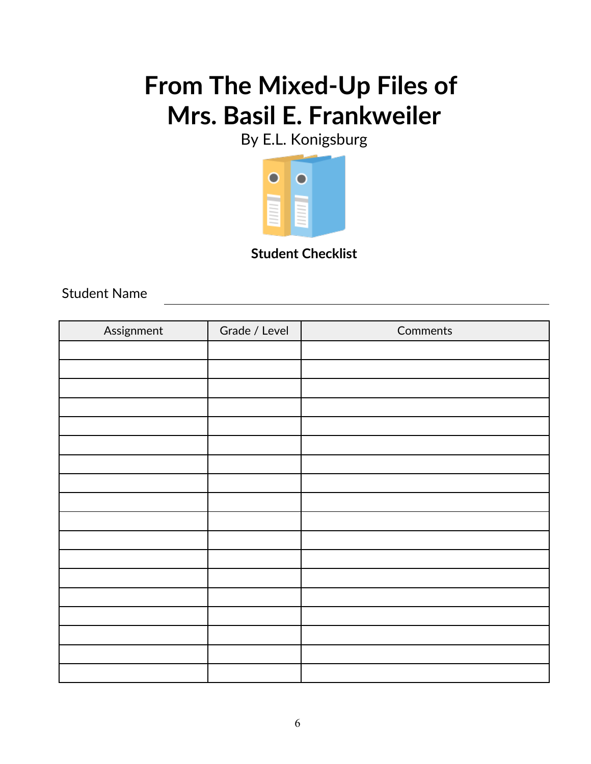# From The Mixed-Up Files of Mrs. Basil E. Frankweiler

By E.L. Konigsburg

**Student Checklist**

Student Name ______________________________

| Assignment | Grade / Level | Comments |
|---|---|---|
| | | |
| | | |
| | | |
| | | |
| | | |
| | | |
| | | |
| | | |
| | | |
| | | |
| | | |
| | | |
| | | |
| | | |
| | | |
| | | |
| | | |
| | | |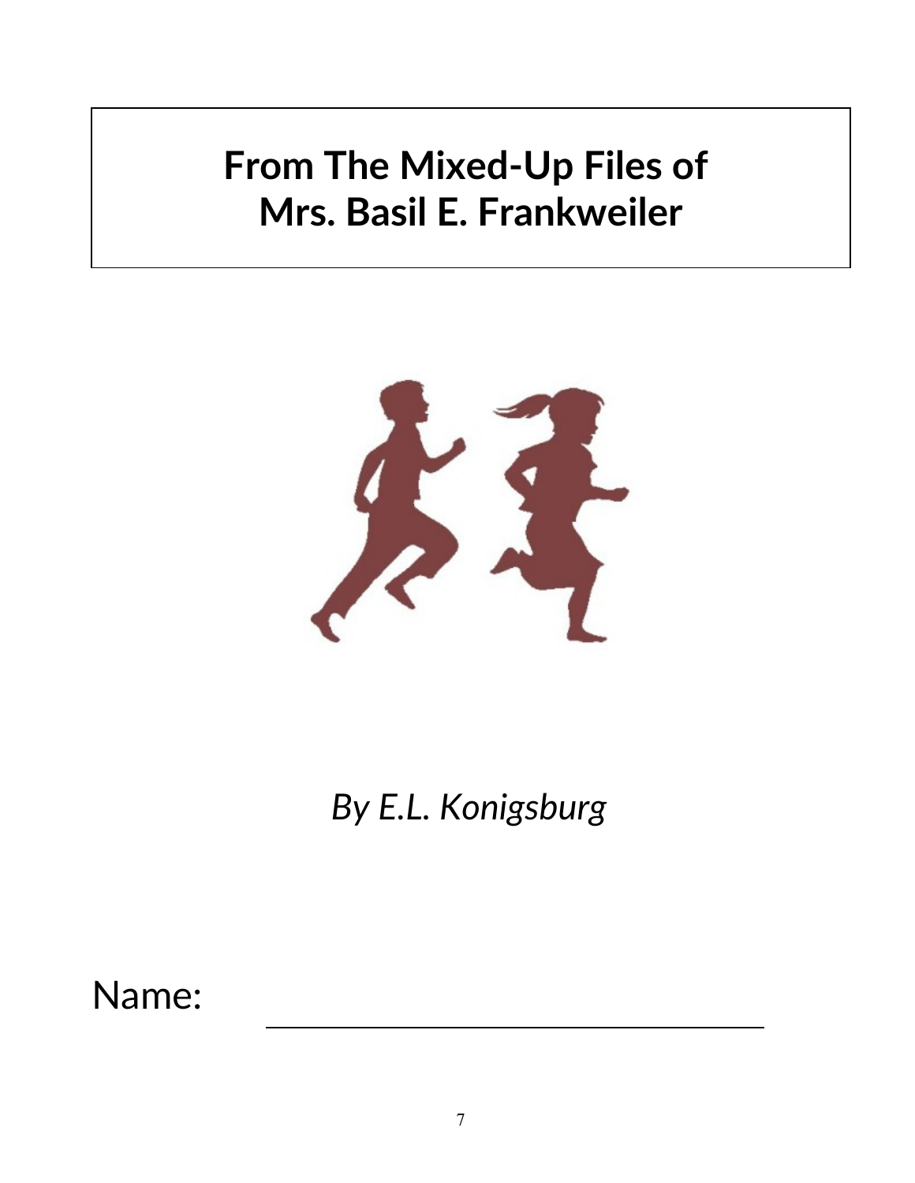# From The Mixed-Up Files of Mrs. Basil E. Frankweiler

*By E.L. Konigsburg*

Name: ___________________________________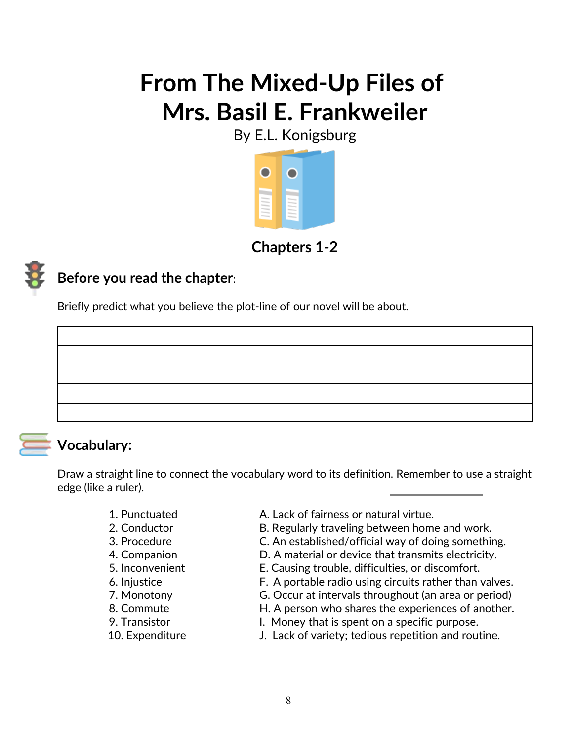# From The Mixed-Up Files of Mrs. Basil E. Frankweiler

By E.L. Konigsburg

## Chapters 1-2

### Before you read the chapter:

Briefly predict what you believe the plot-line of our novel will be about.

| |
|---|
| |
| |
| |
| |

### Vocabulary:

Draw a straight line to connect the vocabulary word to its definition. Remember to use a straight edge (like a ruler).

| | |
|---|---|
| 1. Punctuated | A. Lack of fairness or natural virtue. |
| 2. Conductor | B. Regularly traveling between home and work. |
| 3. Procedure | C. An established/official way of doing something. |
| 4. Companion | D. A material or device that transmits electricity. |
| 5. Inconvenient | E. Causing trouble, difficulties, or discomfort. |
| 6. Injustice | F. A portable radio using circuits rather than valves. |
| 7. Monotony | G. Occur at intervals throughout (an area or period) |
| 8. Commute | H. A person who shares the experiences of another. |
| 9. Transistor | I. Money that is spent on a specific purpose. |
| 10. Expenditure | J. Lack of variety; tedious repetition and routine. |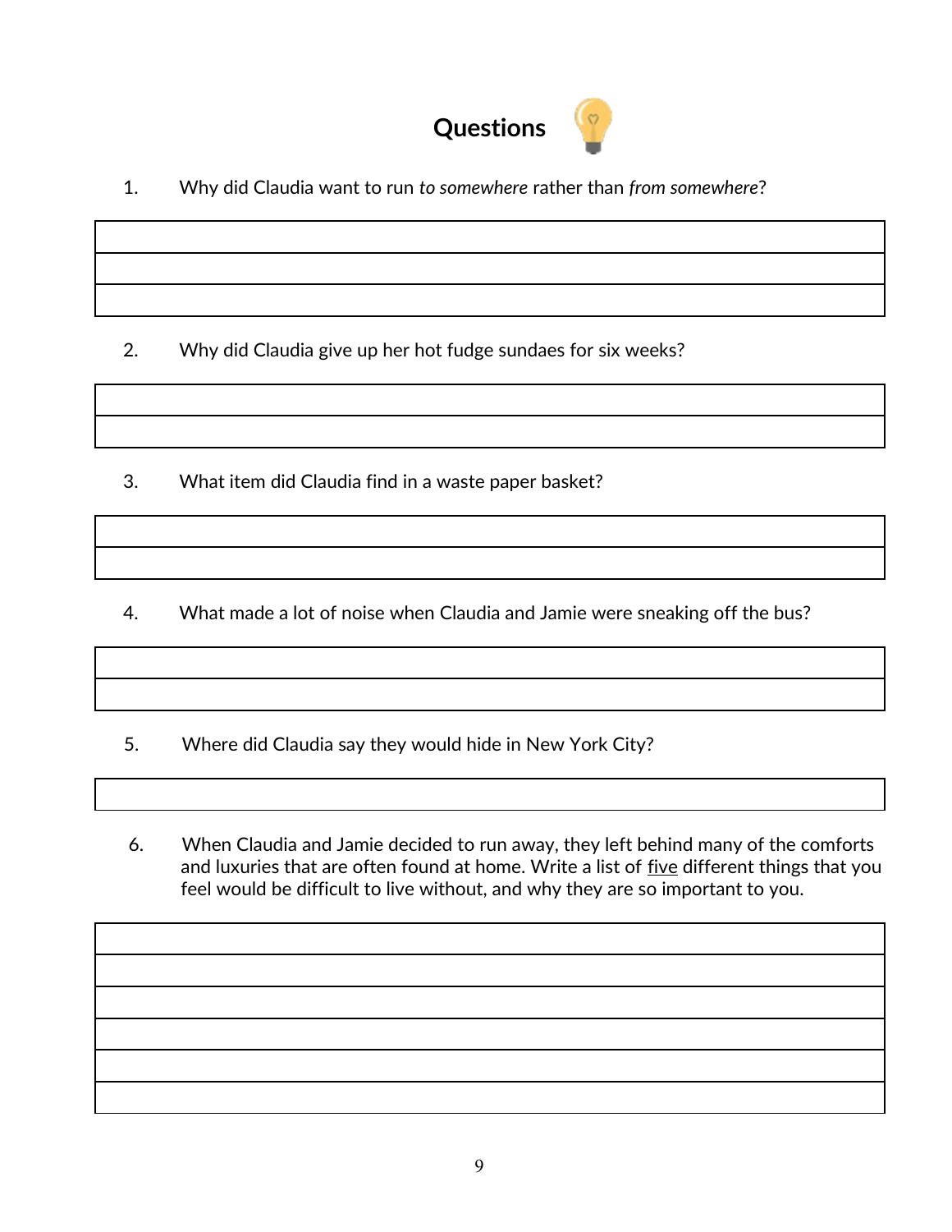# Questions

1. Why did Claudia want to run *to somewhere* rather than *from somewhere*?

2. Why did Claudia give up her hot fudge sundaes for six weeks?

3. What item did Claudia find in a waste paper basket?

4. What made a lot of noise when Claudia and Jamie were sneaking off the bus?

5. Where did Claudia say they would hide in New York City?

6. When Claudia and Jamie decided to run away, they left behind many of the comforts and luxuries that are often found at home. Write a list of <u>five</u> different things that you feel would be difficult to live without, and why they are so important to you.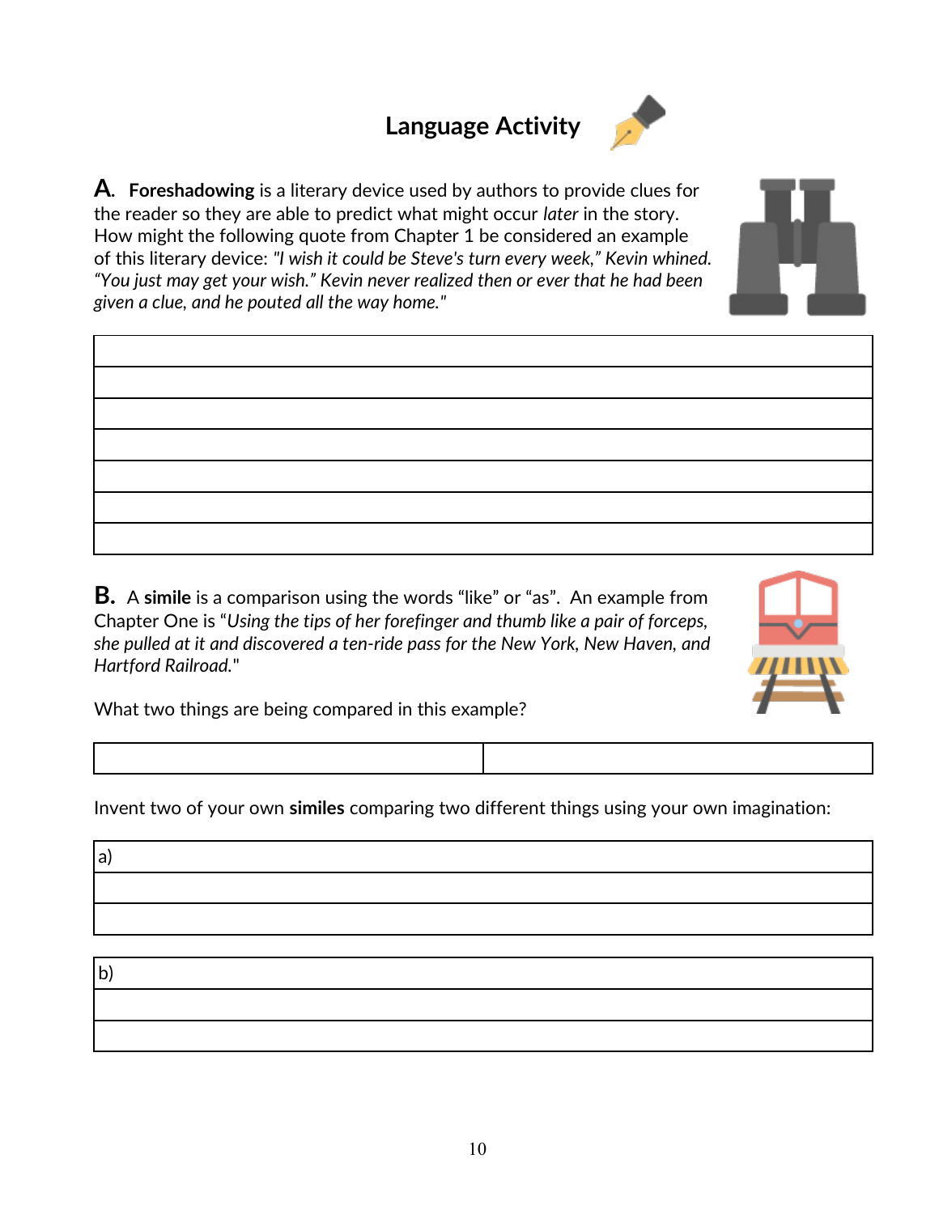# Language Activity

**A.** **Foreshadowing** is a literary device used by authors to provide clues for the reader so they are able to predict what might occur *later* in the story. How might the following quote from Chapter 1 be considered an example of this literary device: *"I wish it could be Steve's turn every week," Kevin whined. "You just may get your wish." Kevin never realized then or ever that he had been given a clue, and he pouted all the way home."*

|  |
|---|
|  |
|  |
|  |
|  |
|  |
|  |

**B.** A **simile** is a comparison using the words "like" or "as". An example from Chapter One is "*Using the tips of her forefinger and thumb like a pair of forceps, she pulled at it and discovered a ten-ride pass for the New York, New Haven, and Hartford Railroad.*"

What two things are being compared in this example?

|  |  |
|---|---|
|  |  |

Invent two of your own **similes** comparing two different things using your own imagination:

| a) |
|---|
|  |
|  |

| b) |
|---|
|  |
|  |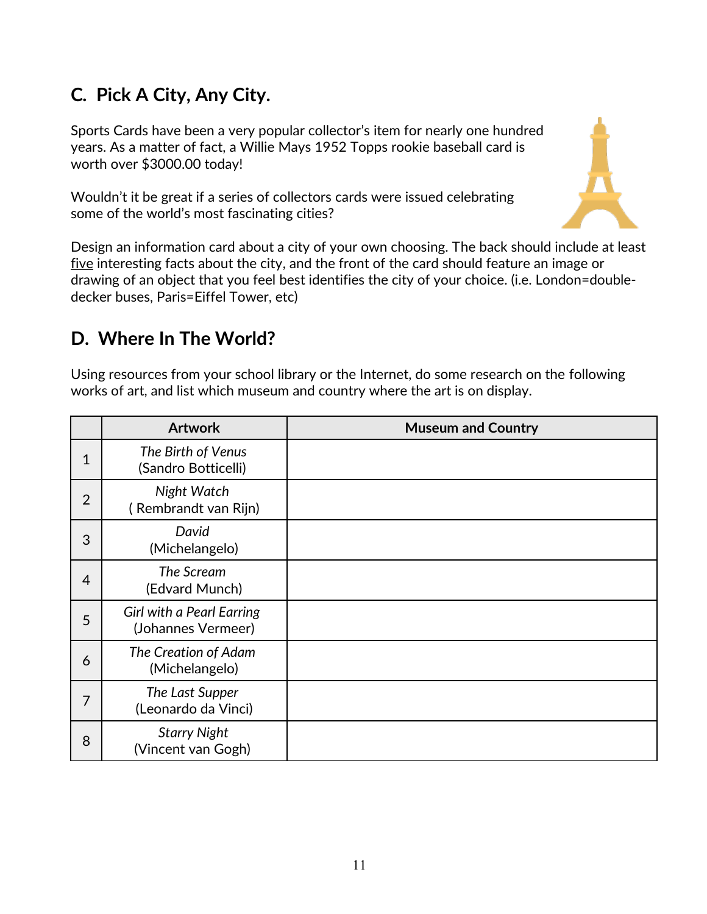## C. Pick A City, Any City.

Sports Cards have been a very popular collector's item for nearly one hundred years. As a matter of fact, a Willie Mays 1952 Topps rookie baseball card is worth over $3000.00 today!

Wouldn't it be great if a series of collectors cards were issued celebrating some of the world's most fascinating cities?

Design an information card about a city of your own choosing. The back should include at least five interesting facts about the city, and the front of the card should feature an image or drawing of an object that you feel best identifies the city of your choice. (i.e. London=double-decker buses, Paris=Eiffel Tower, etc)

## D. Where In The World?

Using resources from your school library or the Internet, do some research on the following works of art, and list which museum and country where the art is on display.

| | Artwork | Museum and Country |
|---|---|---|
| 1 | *The Birth of Venus* (Sandro Botticelli) | |
| 2 | *Night Watch* ( Rembrandt van Rijn) | |
| 3 | *David* (Michelangelo) | |
| 4 | *The Scream* (Edvard Munch) | |
| 5 | *Girl with a Pearl Earring* (Johannes Vermeer) | |
| 6 | *The Creation of Adam* (Michelangelo) | |
| 7 | *The Last Supper* (Leonardo da Vinci) | |
| 8 | *Starry Night* (Vincent van Gogh) | |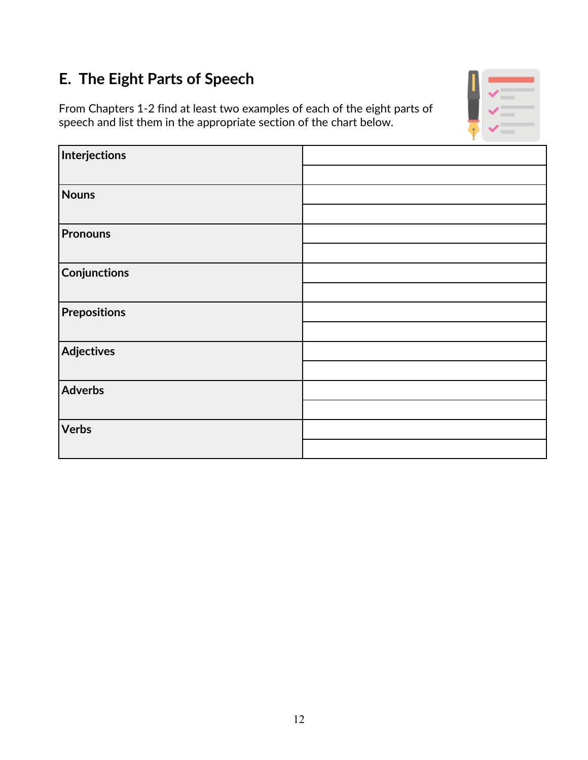## E. The Eight Parts of Speech

From Chapters 1-2 find at least two examples of each of the eight parts of speech and list them in the appropriate section of the chart below.

| | |
|---|---|
| **Interjections** | |
| | |
| **Nouns** | |
| | |
| **Pronouns** | |
| | |
| **Conjunctions** | |
| | |
| **Prepositions** | |
| | |
| **Adjectives** | |
| | |
| **Adverbs** | |
| | |
| **Verbs** | |
| | |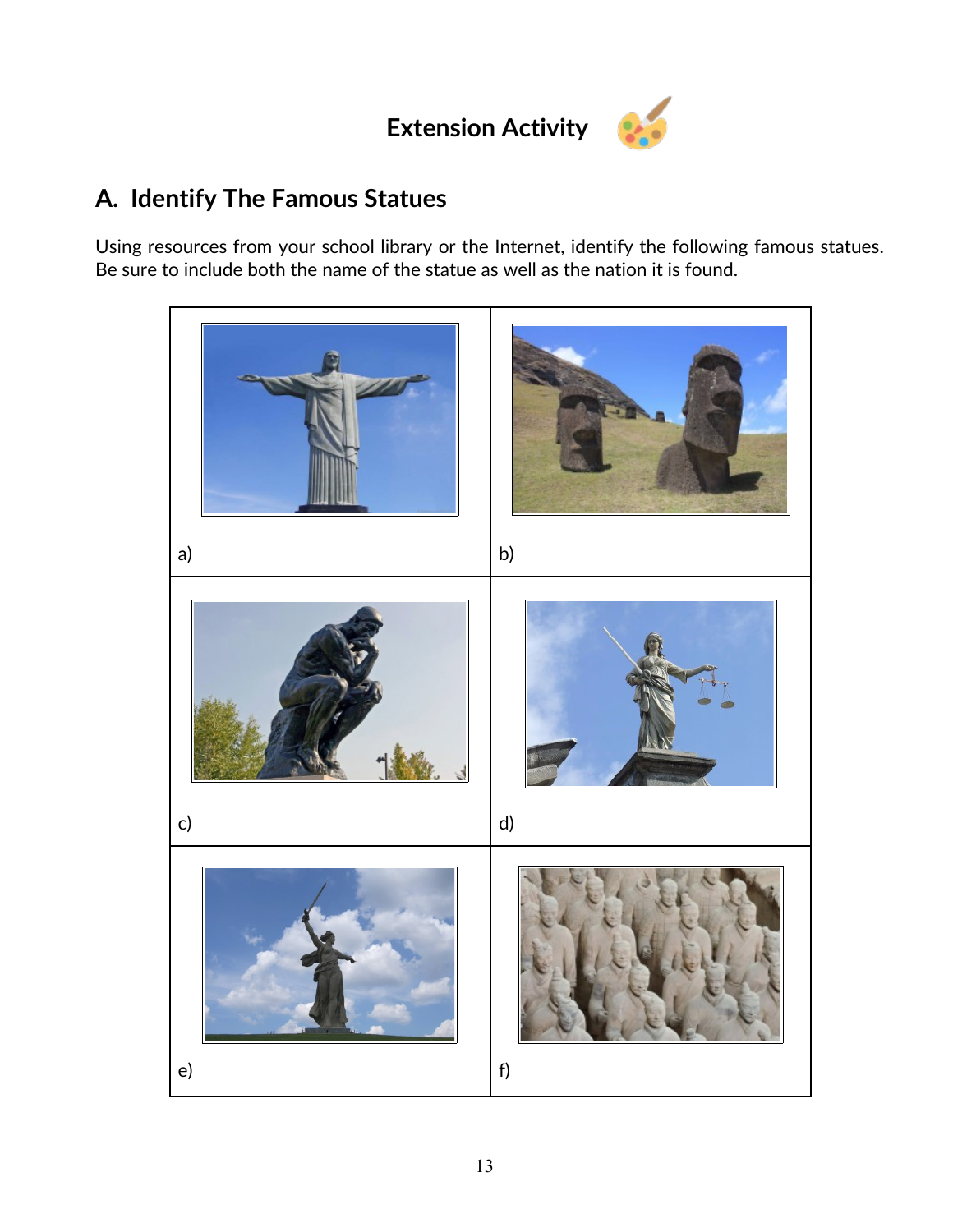# Extension Activity

## A. Identify The Famous Statues

Using resources from your school library or the Internet, identify the following famous statues. Be sure to include both the name of the statue as well as the nation it is found.

| | |
|---|---|
| a) | b) |
| c) | d) |
| e) | f) |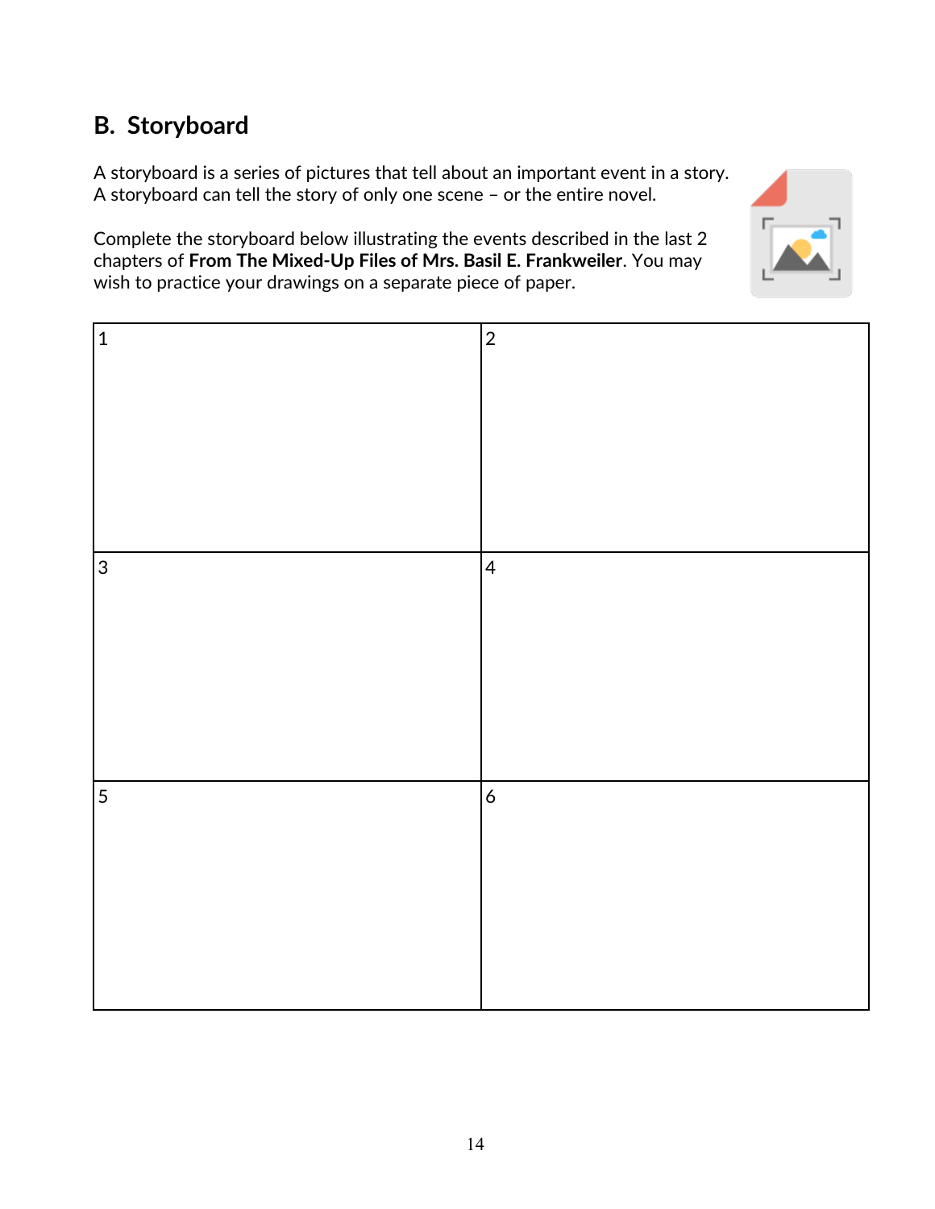## B. Storyboard

A storyboard is a series of pictures that tell about an important event in a story. A storyboard can tell the story of only one scene – or the entire novel.

Complete the storyboard below illustrating the events described in the last 2 chapters of **From The Mixed-Up Files of Mrs. Basil E. Frankweiler**. You may wish to practice your drawings on a separate piece of paper.

| | |
|---|---|
| 1 | 2 |
| 3 | 4 |
| 5 | 6 |